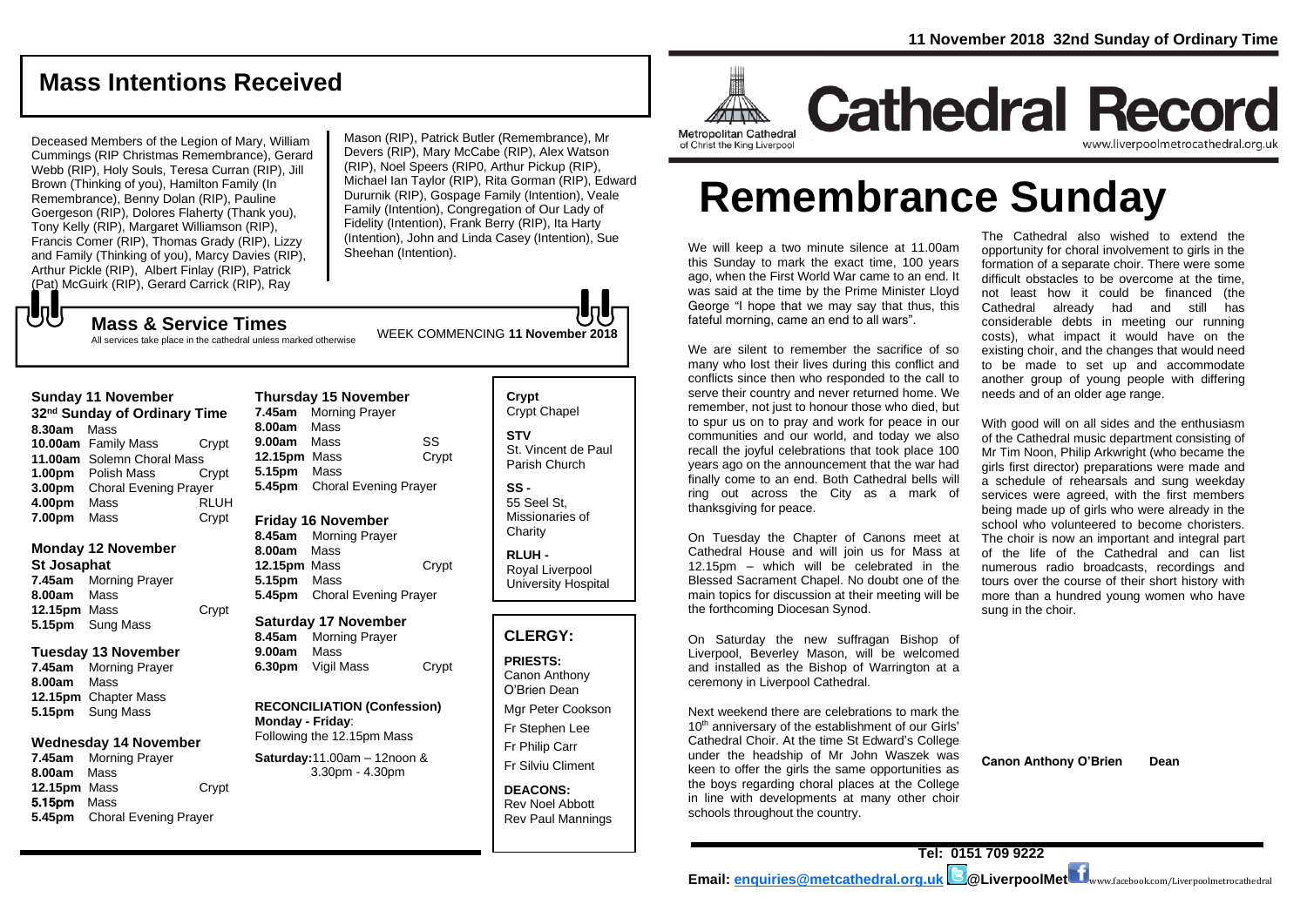11 November 2018 32nd Sunday of Ordinary Time

# Cathedral Record

Metropolitan Cathedral of Christ the King Liverpool

www.liverpoolmetrocathedral.org.uk

# Remembrance Sunday

We will keep a two minute silence at 11.00am this Sunday to mark the exact time, 100 years ago, when the First World War came to an end. It was said at the time by the Prime Minister Lloyd George "I hope that we may say that thus, this fateful morning, came an end to all wars".

We are silent to remember the sacrifice of so many who lost their lives during this conflict and conflicts since then who responded to the call to serve their country and never returned home. We remember, not just to honour those who died, but to spur us on to pray and work for peace in our communities and our world, and today we also recall the joyful celebrations that took place 100 years ago on the announcement that the war had finally come to an end. Both Cathedral bells will ring out across the City as a mark of thanksgiving for peace.

On Tuesday the Chapter of Canons meet at Cathedral House and will join us for Mass at 12.15pm – which will be celebrated in the Blessed Sacrament Chapel. No doubt one of the main topics for discussion at their meeting will be the forthcoming Diocesan Synod.

On Saturday the new suffragan Bishop of Liverpool, Beverley Mason, will be welcomed and installed as the Bishop of Warrington at a ceremony in Liverpool Cathedral.

Next weekend there are celebrations to mark the 10th anniversary of the establishment of our Girls' Cathedral Choir. At the time St Edward's College under the headship of Mr John Waszek was keen to offer the girls the same opportunities as the boys regarding choral places at the College in line with developments at many other choir schools throughout the country.

The Cathedral also wished to extend the opportunity for choral involvement to girls in the formation of a separate choir. There were some difficult obstacles to be overcome at the time, not least how it could be financed (the Cathedral already had and still has considerable debts in meeting our running costs), what impact it would have on the existing choir, and the changes that would need to be made to set up and accommodate another group of young people with differing needs and of an older age range.

With good will on all sides and the enthusiasm of the Cathedral music department consisting of Mr Tim Noon, Philip Arkwright (who became the girls first director) preparations were made and a schedule of rehearsals and sung weekday services were agreed, with the first members being made up of girls who were already in the school who volunteered to become choristers. The choir is now an important and integral part of the life of the Cathedral and can list numerous radio broadcasts, recordings and tours over the course of their short history with more than a hundred young women who have sung in the choir.

**Canon Anthony O'Brien Dean**

## Mass Intentions Received

Deceased Members of the Legion of Mary, William Cummings (RIP Christmas Remembrance), Gerard Webb (RIP), Holy Souls, Teresa Curran (RIP), Jill Brown (Thinking of you), Hamilton Family (In Remembrance), Benny Dolan (RIP), Pauline Goergeson (RIP), Dolores Flaherty (Thank you), Tony Kelly (RIP), Margaret Williamson (RIP), Francis Comer (RIP), Thomas Grady (RIP), Lizzy and Family (Thinking of you), Marcy Davies (RIP), Arthur Pickle (RIP), Albert Finlay (RIP), Patrick (Pat) McGuirk (RIP), Gerard Carrick (RIP), Ray Mason (RIP), Patrick Butler (Remembrance), Mr Devers (RIP), Mary McCabe (RIP), Alex Watson (RIP), Noel Speers (RIP0, Arthur Pickup (RIP), Michael Ian Taylor (RIP), Rita Gorman (RIP), Edward Dururnik (RIP), Gospage Family (Intention), Veale Family (Intention), Congregation of Our Lady of Fidelity (Intention), Frank Berry (RIP), Ita Harty (Intention), John and Linda Casey (Intention), Sue Sheehan (Intention).

## Mass & Service Times

All services take place in the cathedral unless marked otherwise

WEEK COMMENCING **11 November 2018**

### Sunday 11 November
**32nd Sunday of Ordinary Time**

| | | |
|---|---|---|
| **8.30am** | Mass | |
| **10.00am** | Family Mass | Crypt |
| **11.00am** | Solemn Choral Mass | |
| **1.00pm** | Polish Mass | Crypt |
| **3.00pm** | Choral Evening Prayer | |
| **4.00pm** | Mass | RLUH |
| **7.00pm** | Mass | Crypt |

### Monday 12 November
**St Josaphat**

| | | |
|---|---|---|
| **7.45am** | Morning Prayer | |
| **8.00am** | Mass | |
| **12.15pm** | Mass | Crypt |
| **5.15pm** | Sung Mass | |

### Tuesday 13 November

| | |
|---|---|
| **7.45am** | Morning Prayer |
| **8.00am** | Mass |
| **12.15pm** | Chapter Mass |
| **5.15pm** | Sung Mass |

### Wednesday 14 November

| | | |
|---|---|---|
| **7.45am** | Morning Prayer | |
| **8.00am** | Mass | |
| **12.15pm** | Mass | Crypt |
| **5.15pm** | Mass | |
| **5.45pm** | Choral Evening Prayer | |

### Thursday 15 November

| | | |
|---|---|---|
| **7.45am** | Morning Prayer | |
| **8.00am** | Mass | |
| **9.00am** | Mass | SS |
| **12.15pm** | Mass | Crypt |
| **5.15pm** | Mass | |
| **5.45pm** | Choral Evening Prayer | |

### Friday 16 November

| | | |
|---|---|---|
| **8.45am** | Morning Prayer | |
| **8.00am** | Mass | |
| **12.15pm** | Mass | Crypt |
| **5.15pm** | Mass | |
| **5.45pm** | Choral Evening Prayer | |

### Saturday 17 November

| | | |
|---|---|---|
| **8.45am** | Morning Prayer | |
| **9.00am** | Mass | |
| **6.30pm** | Vigil Mass | Crypt |

**RECONCILIATION (Confession)**
**Monday - Friday**: Following the 12.15pm Mass

**Saturday:** 11.00am – 12noon & 3.30pm - 4.30pm

**Crypt** Crypt Chapel

**STV** St. Vincent de Paul Parish Church

**SS -** 55 Seel St, Missionaries of Charity

**RLUH -** Royal Liverpool University Hospital

## CLERGY:

**PRIESTS:**
Canon Anthony O'Brien Dean
Mgr Peter Cookson
Fr Stephen Lee
Fr Philip Carr
Fr Silviu Climent

**DEACONS:**
Rev Noel Abbott
Rev Paul Mannings

**Tel: 0151 709 9222**

**Email: enquiries@metcathedral.org.uk @LiverpoolMet** www.facebook.com/Liverpoolmetrocathedral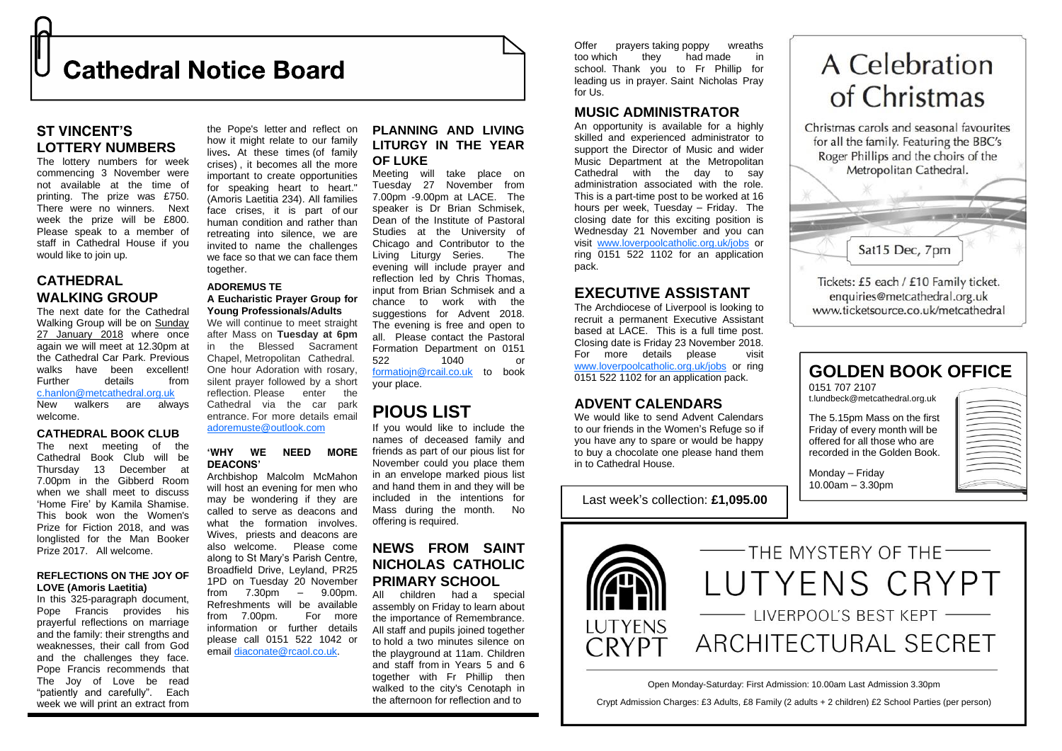# Cathedral Notice Board

## ST VINCENT'S LOTTERY NUMBERS

The lottery numbers for week commencing 3 November were not available at the time of printing. The prize was £750. There were no winners. Next week the prize will be £800. Please speak to a member of staff in Cathedral House if you would like to join up.

## CATHEDRAL WALKING GROUP

The next date for the Cathedral Walking Group will be on Sunday 27 January 2018 where once again we will meet at 12.30pm at the Cathedral Car Park. Previous walks have been excellent! Further details from c.hanlon@metcathedral.org.uk New walkers are always welcome.

### CATHEDRAL BOOK CLUB

The next meeting of the Cathedral Book Club will be Thursday 13 December at 7.00pm in the Gibberd Room when we shall meet to discuss 'Home Fire' by Kamila Shamise. This book won the Women's Prize for Fiction 2018, and was longlisted for the Man Booker Prize 2017. All welcome.

#### REFLECTIONS ON THE JOY OF LOVE (Amoris Laetitia)

In this 325-paragraph document, Pope Francis provides his prayerful reflections on marriage and the family: their strengths and weaknesses, their call from God and the challenges they face. Pope Francis recommends that The Joy of Love be read "patiently and carefully". Each week we will print an extract from the Pope's letter and reflect on how it might relate to our family lives**.** At these times (of family crises) , it becomes all the more important to create opportunities for speaking heart to heart." (Amoris Laetitia 234). All families face crises, it is part of our human condition and rather than retreating into silence, we are invited to name the challenges we face so that we can face them together.

#### ADOREMUS TE

**A Eucharistic Prayer Group for Young Professionals/Adults**

We will continue to meet straight after Mass on **Tuesday at 6pm** in the Blessed Sacrament Chapel, Metropolitan Cathedral. One hour Adoration with rosary, silent prayer followed by a short reflection. Please enter the Cathedral via the car park entrance. For more details email adoremuste@outlook.com

#### 'WHY WE NEED MORE DEACONS'

Archbishop Malcolm McMahon will host an evening for men who may be wondering if they are called to serve as deacons and what the formation involves. Wives, priests and deacons are also welcome. Please come along to St Mary's Parish Centre, Broadfield Drive, Leyland, PR25 1PD on Tuesday 20 November from 7.30pm – 9.00pm. Refreshments will be available from 7.00pm. For more information or further details please call 0151 522 1042 or email diaconate@rcaol.co.uk.

### PLANNING AND LIVING LITURGY IN THE YEAR OF LUKE

Meeting will take place on Tuesday 27 November from 7.00pm -9.00pm at LACE. The speaker is Dr Brian Schmisek, Dean of the Institute of Pastoral Studies at the University of Chicago and Contributor to the Living Liturgy Series. The evening will include prayer and reflection led by Chris Thomas, input from Brian Schmisek and a chance to work with the suggestions for Advent 2018. The evening is free and open to all. Please contact the Pastoral Formation Department on 0151 522 1040 or formatiojn@rcail.co.uk to book your place.

## PIOUS LIST

If you would like to include the names of deceased family and friends as part of our pious list for November could you place them in an envelope marked pious list and hand them in and they will be included in the intentions for Mass during the month. No offering is required.

## NEWS FROM SAINT NICHOLAS CATHOLIC PRIMARY SCHOOL

All children had a special assembly on Friday to learn about the importance of Remembrance. All staff and pupils joined together to hold a two minutes silence on the playground at 11am. Children and staff from in Years 5 and 6 together with Fr Phillip then walked to the city's Cenotaph in the afternoon for reflection and to Offer prayers taking poppy wreaths too which they had made in school. Thank you to Fr Phillip for leading us in prayer. Saint Nicholas Pray for Us.

### MUSIC ADMINISTRATOR

An opportunity is available for a highly skilled and experienced administrator to support the Director of Music and wider Music Department at the Metropolitan Cathedral with the day to say administration associated with the role. This is a part-time post to be worked at 16 hours per week, Tuesday – Friday. The closing date for this exciting position is Wednesday 21 November and you can visit www.loverpoolcatholic.org.uk/jobs or ring 0151 522 1102 for an application pack.

## EXECUTIVE ASSISTANT

The Archdiocese of Liverpool is looking to recruit a permanent Executive Assistant based at LACE. This is a full time post. Closing date is Friday 23 November 2018. For more details please visit www.loverpoolcatholic.org.uk/jobs or ring 0151 522 1102 for an application pack.

### ADVENT CALENDARS

We would like to send Advent Calendars to our friends in the Women's Refuge so if you have any to spare or would be happy to buy a chocolate one please hand them in to Cathedral House.

Last week's collection: **£1,095.00**

# A Celebration of Christmas

Christmas carols and seasonal favourites for all the family. Featuring the BBC's Roger Phillips and the choirs of the Metropolitan Cathedral.

Sat15 Dec, 7pm

Tickets: £5 each / £10 Family ticket.
enquiries@metcathedral.org.uk
www.ticketsource.co.uk/metcathedral

## GOLDEN BOOK OFFICE

0151 707 2107
t.lundbeck@metcathedral.org.uk

The 5.15pm Mass on the first Friday of every month will be offered for all those who are recorded in the Golden Book.

Monday – Friday
10.00am – 3.30pm

LUTYENS CRYPT

THE MYSTERY OF THE LUTYENS CRYPT

LIVERPOOL'S BEST KEPT ARCHITECTURAL SECRET

Open Monday-Saturday: First Admission: 10.00am Last Admission 3.30pm

Crypt Admission Charges: £3 Adults, £8 Family (2 adults + 2 children) £2 School Parties (per person)